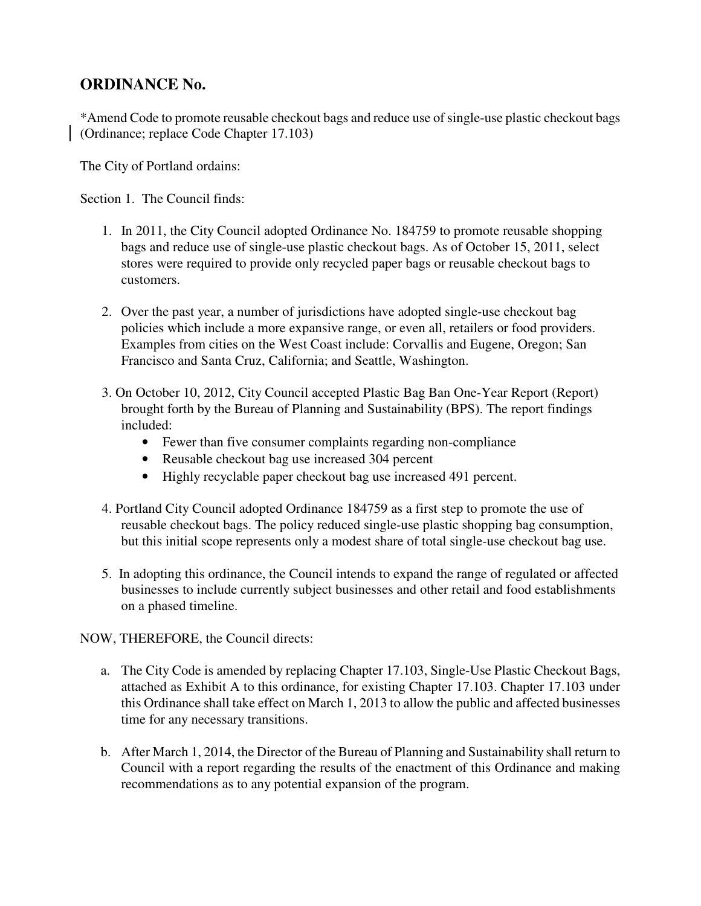## ORDINANCE No.

*Amend Code to promote reusable checkout bags and reduce use of single-use plastic checkout bags (Ordinance; replace Code Chapter 17.103)

The City of Portland ordains:

Section 1. The Council finds:

1. In 2011, the City Council adopted Ordinance No. 184759 to promote reusable shopping bags and reduce use of single-use plastic checkout bags. As of October 15, 2011, select stores were required to provide only recycled paper bags or reusable checkout bags to customers.

2. Over the past year, a number of jurisdictions have adopted single-use checkout bag policies which include a more expansive range, or even all, retailers or food providers. Examples from cities on the West Coast include: Corvallis and Eugene, Oregon; San Francisco and Santa Cruz, California; and Seattle, Washington.

3. On October 10, 2012, City Council accepted Plastic Bag Ban One-Year Report (Report) brought forth by the Bureau of Planning and Sustainability (BPS). The report findings included:
   - Fewer than five consumer complaints regarding non-compliance
   - Reusable checkout bag use increased 304 percent
   - Highly recyclable paper checkout bag use increased 491 percent.

4. Portland City Council adopted Ordinance 184759 as a first step to promote the use of reusable checkout bags. The policy reduced single-use plastic shopping bag consumption, but this initial scope represents only a modest share of total single-use checkout bag use.

5. In adopting this ordinance, the Council intends to expand the range of regulated or affected businesses to include currently subject businesses and other retail and food establishments on a phased timeline.

NOW, THEREFORE, the Council directs:

a. The City Code is amended by replacing Chapter 17.103, Single-Use Plastic Checkout Bags, attached as Exhibit A to this ordinance, for existing Chapter 17.103. Chapter 17.103 under this Ordinance shall take effect on March 1, 2013 to allow the public and affected businesses time for any necessary transitions.

b. After March 1, 2014, the Director of the Bureau of Planning and Sustainability shall return to Council with a report regarding the results of the enactment of this Ordinance and making recommendations as to any potential expansion of the program.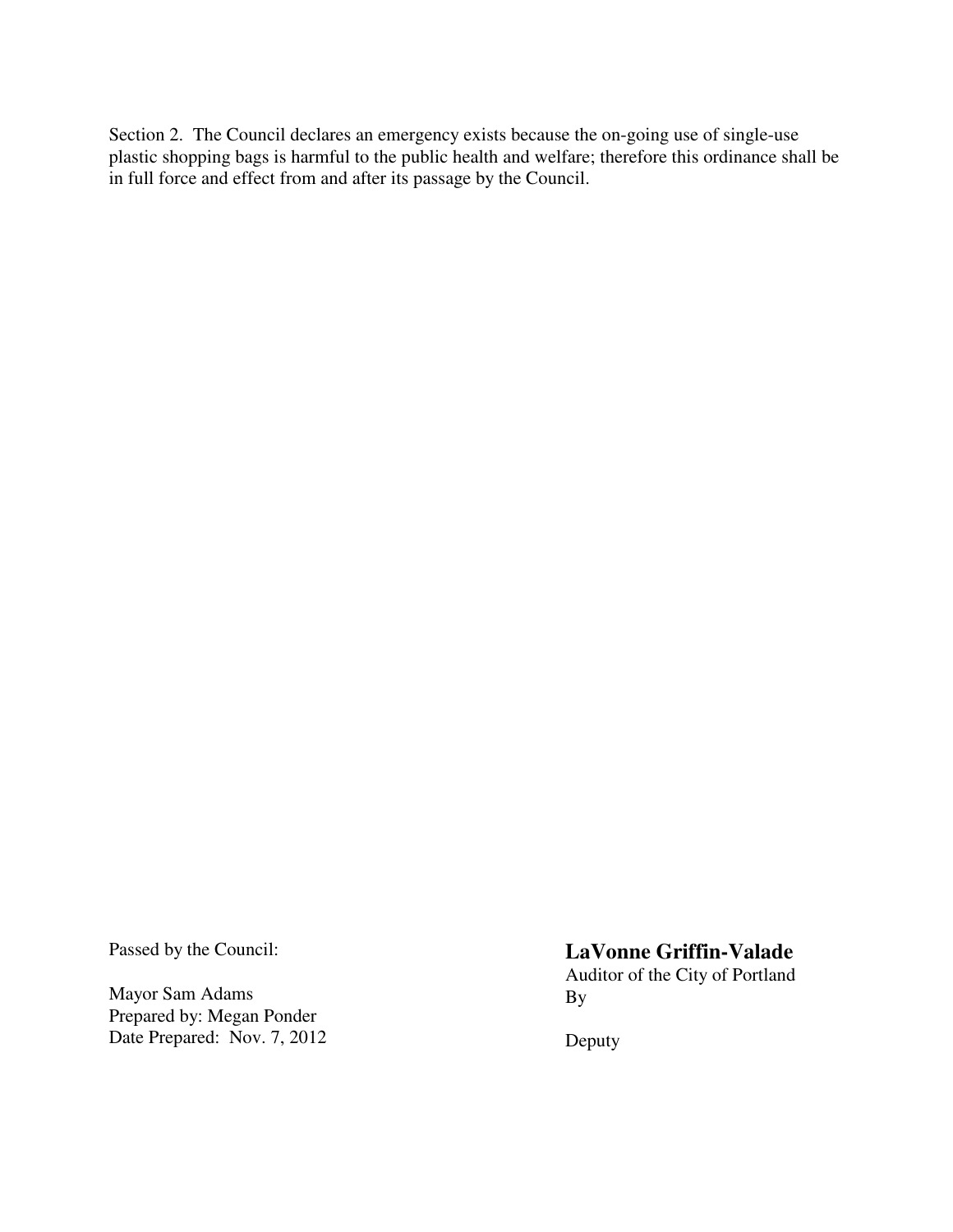Section 2. The Council declares an emergency exists because the on-going use of single-use plastic shopping bags is harmful to the public health and welfare; therefore this ordinance shall be in full force and effect from and after its passage by the Council.

Passed by the Council:

Mayor Sam Adams
Prepared by: Megan Ponder
Date Prepared: Nov. 7, 2012

**LaVonne Griffin-Valade**
Auditor of the City of Portland
By

Deputy